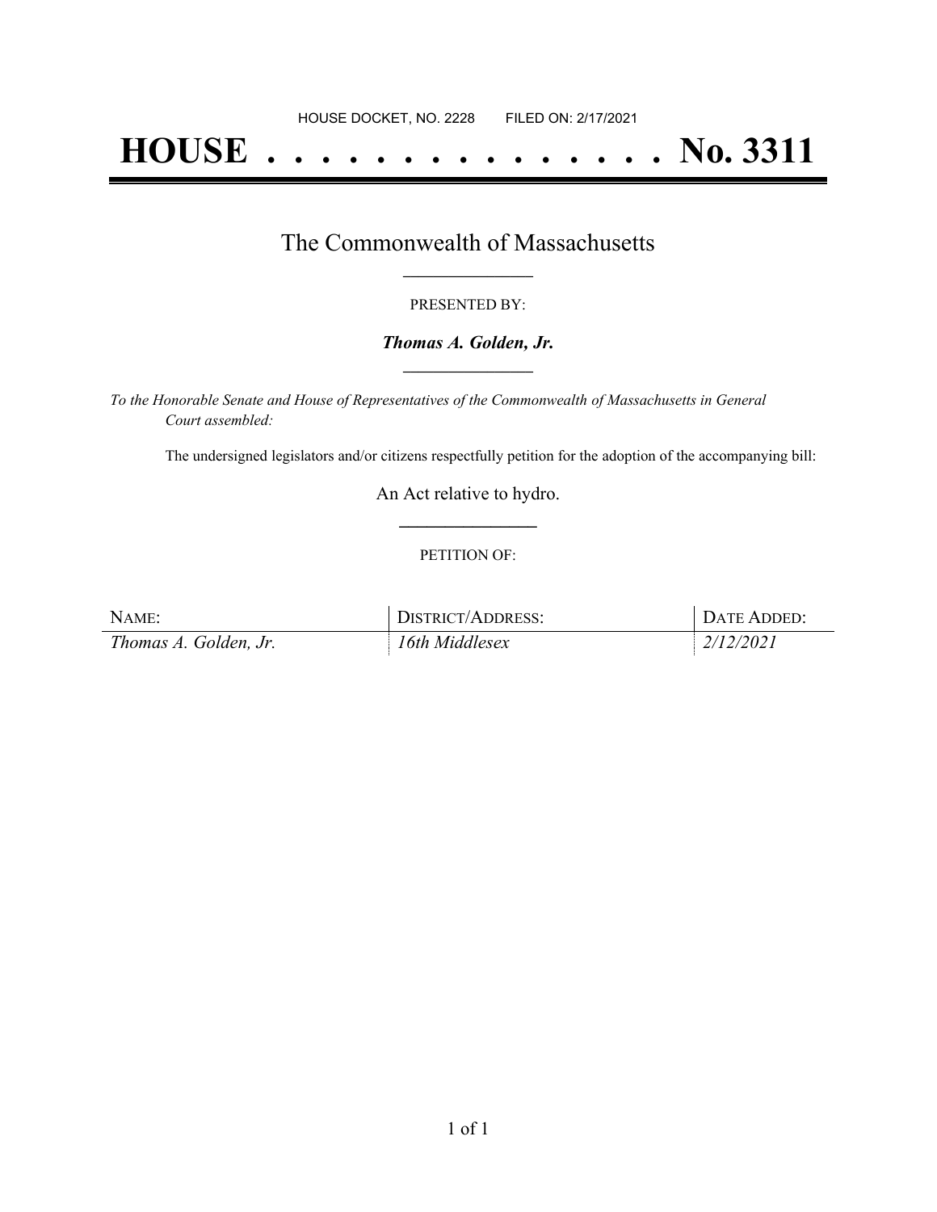HOUSE DOCKET, NO. 2228 FILED ON: 2/17/2021

# HOUSE . . . . . . . . . . . . . . . No. 3311

## The Commonwealth of Massachusetts

PRESENTED BY:

***Thomas A. Golden, Jr.***

*To the Honorable Senate and House of Representatives of the Commonwealth of Massachusetts in General Court assembled:*

The undersigned legislators and/or citizens respectfully petition for the adoption of the accompanying bill:

An Act relative to hydro.

PETITION OF:

| NAME: | DISTRICT/ADDRESS: | DATE ADDED: |
|---|---|---|
| *Thomas A. Golden, Jr.* | *16th Middlesex* | *2/12/2021* |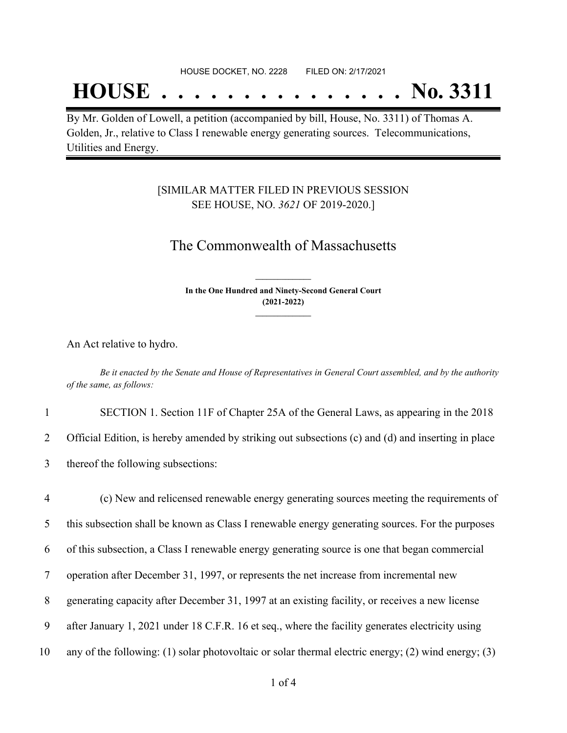HOUSE DOCKET, NO. 2228 FILED ON: 2/17/2021

# HOUSE . . . . . . . . . . . . . . . No. 3311

By Mr. Golden of Lowell, a petition (accompanied by bill, House, No. 3311) of Thomas A. Golden, Jr., relative to Class I renewable energy generating sources. Telecommunications, Utilities and Energy.

[SIMILAR MATTER FILED IN PREVIOUS SESSION SEE HOUSE, NO. *3621* OF 2019-2020.]

## The Commonwealth of Massachusetts

**In the One Hundred and Ninety-Second General Court (2021-2022)**

An Act relative to hydro.

*Be it enacted by the Senate and House of Representatives in General Court assembled, and by the authority of the same, as follows:*

1 SECTION 1. Section 11F of Chapter 25A of the General Laws, as appearing in the 2018
2 Official Edition, is hereby amended by striking out subsections (c) and (d) and inserting in place
3 thereof the following subsections:

4 (c) New and relicensed renewable energy generating sources meeting the requirements of
5 this subsection shall be known as Class I renewable energy generating sources. For the purposes
6 of this subsection, a Class I renewable energy generating source is one that began commercial
7 operation after December 31, 1997, or represents the net increase from incremental new
8 generating capacity after December 31, 1997 at an existing facility, or receives a new license
9 after January 1, 2021 under 18 C.F.R. 16 et seq., where the facility generates electricity using
10 any of the following: (1) solar photovoltaic or solar thermal electric energy; (2) wind energy; (3)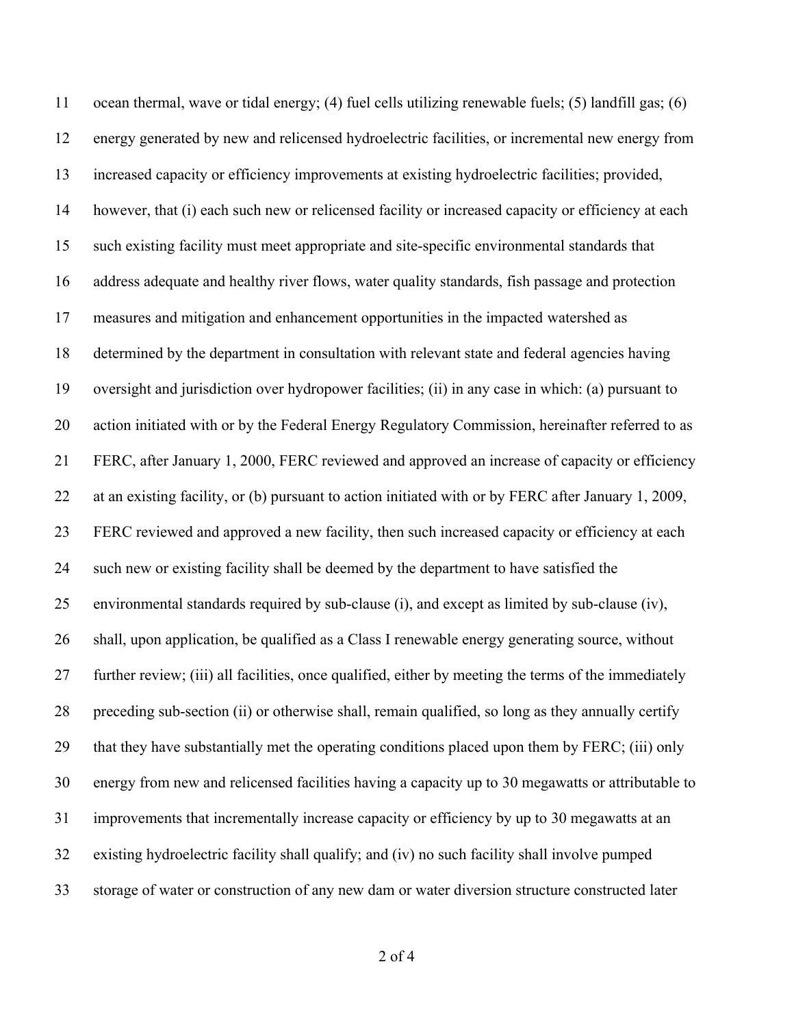11 ocean thermal, wave or tidal energy; (4) fuel cells utilizing renewable fuels; (5) landfill gas; (6)
12 energy generated by new and relicensed hydroelectric facilities, or incremental new energy from
13 increased capacity or efficiency improvements at existing hydroelectric facilities; provided,
14 however, that (i) each such new or relicensed facility or increased capacity or efficiency at each
15 such existing facility must meet appropriate and site-specific environmental standards that
16 address adequate and healthy river flows, water quality standards, fish passage and protection
17 measures and mitigation and enhancement opportunities in the impacted watershed as
18 determined by the department in consultation with relevant state and federal agencies having
19 oversight and jurisdiction over hydropower facilities; (ii) in any case in which: (a) pursuant to
20 action initiated with or by the Federal Energy Regulatory Commission, hereinafter referred to as
21 FERC, after January 1, 2000, FERC reviewed and approved an increase of capacity or efficiency
22 at an existing facility, or (b) pursuant to action initiated with or by FERC after January 1, 2009,
23 FERC reviewed and approved a new facility, then such increased capacity or efficiency at each
24 such new or existing facility shall be deemed by the department to have satisfied the
25 environmental standards required by sub-clause (i), and except as limited by sub-clause (iv),
26 shall, upon application, be qualified as a Class I renewable energy generating source, without
27 further review; (iii) all facilities, once qualified, either by meeting the terms of the immediately
28 preceding sub-section (ii) or otherwise shall, remain qualified, so long as they annually certify
29 that they have substantially met the operating conditions placed upon them by FERC; (iii) only
30 energy from new and relicensed facilities having a capacity up to 30 megawatts or attributable to
31 improvements that incrementally increase capacity or efficiency by up to 30 megawatts at an
32 existing hydroelectric facility shall qualify; and (iv) no such facility shall involve pumped
33 storage of water or construction of any new dam or water diversion structure constructed later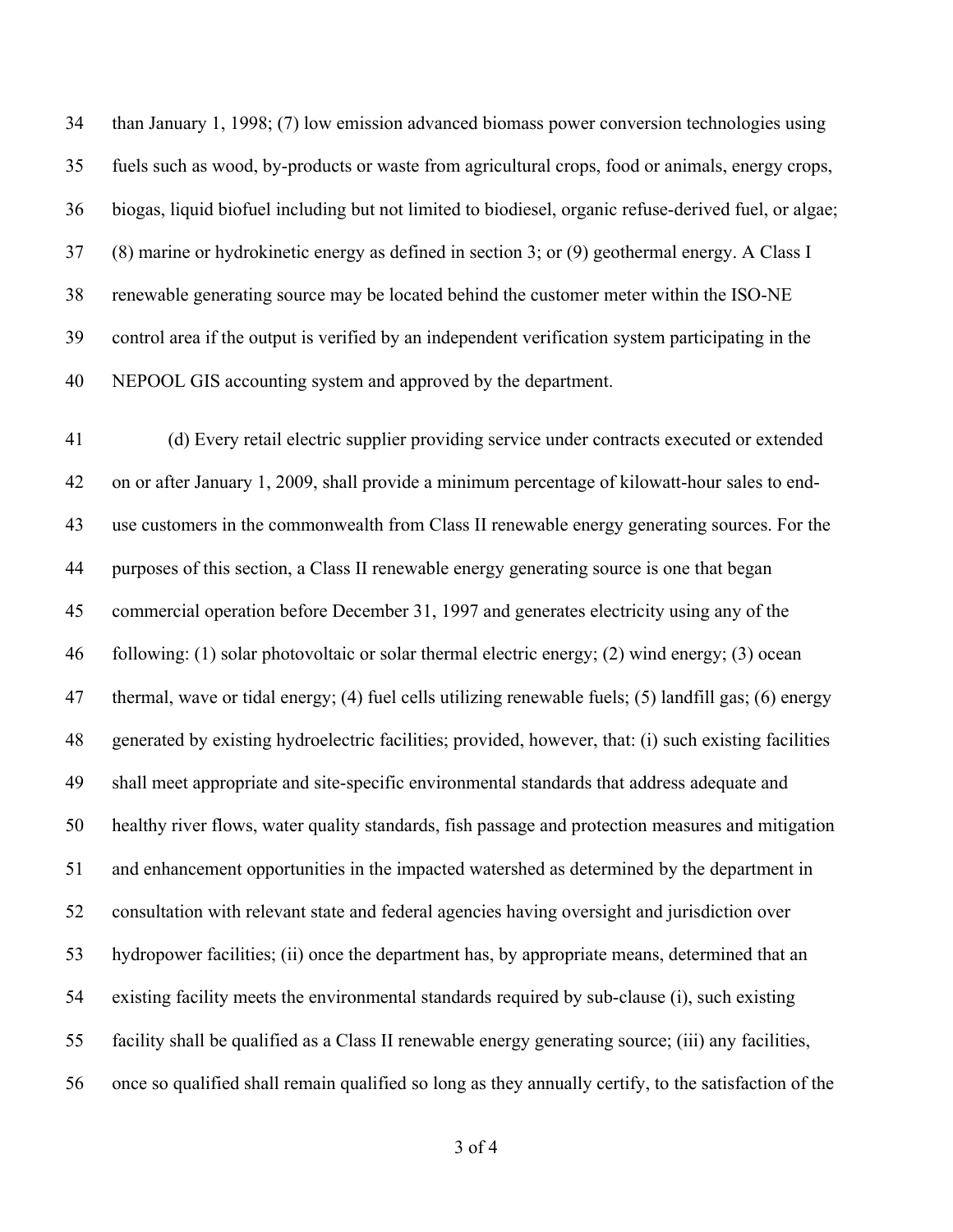than January 1, 1998; (7) low emission advanced biomass power conversion technologies using fuels such as wood, by-products or waste from agricultural crops, food or animals, energy crops, biogas, liquid biofuel including but not limited to biodiesel, organic refuse-derived fuel, or algae; (8) marine or hydrokinetic energy as defined in section 3; or (9) geothermal energy. A Class I renewable generating source may be located behind the customer meter within the ISO-NE control area if the output is verified by an independent verification system participating in the NEPOOL GIS accounting system and approved by the department.

(d) Every retail electric supplier providing service under contracts executed or extended on or after January 1, 2009, shall provide a minimum percentage of kilowatt-hour sales to end-use customers in the commonwealth from Class II renewable energy generating sources. For the purposes of this section, a Class II renewable energy generating source is one that began commercial operation before December 31, 1997 and generates electricity using any of the following: (1) solar photovoltaic or solar thermal electric energy; (2) wind energy; (3) ocean thermal, wave or tidal energy; (4) fuel cells utilizing renewable fuels; (5) landfill gas; (6) energy generated by existing hydroelectric facilities; provided, however, that: (i) such existing facilities shall meet appropriate and site-specific environmental standards that address adequate and healthy river flows, water quality standards, fish passage and protection measures and mitigation and enhancement opportunities in the impacted watershed as determined by the department in consultation with relevant state and federal agencies having oversight and jurisdiction over hydropower facilities; (ii) once the department has, by appropriate means, determined that an existing facility meets the environmental standards required by sub-clause (i), such existing facility shall be qualified as a Class II renewable energy generating source; (iii) any facilities, once so qualified shall remain qualified so long as they annually certify, to the satisfaction of the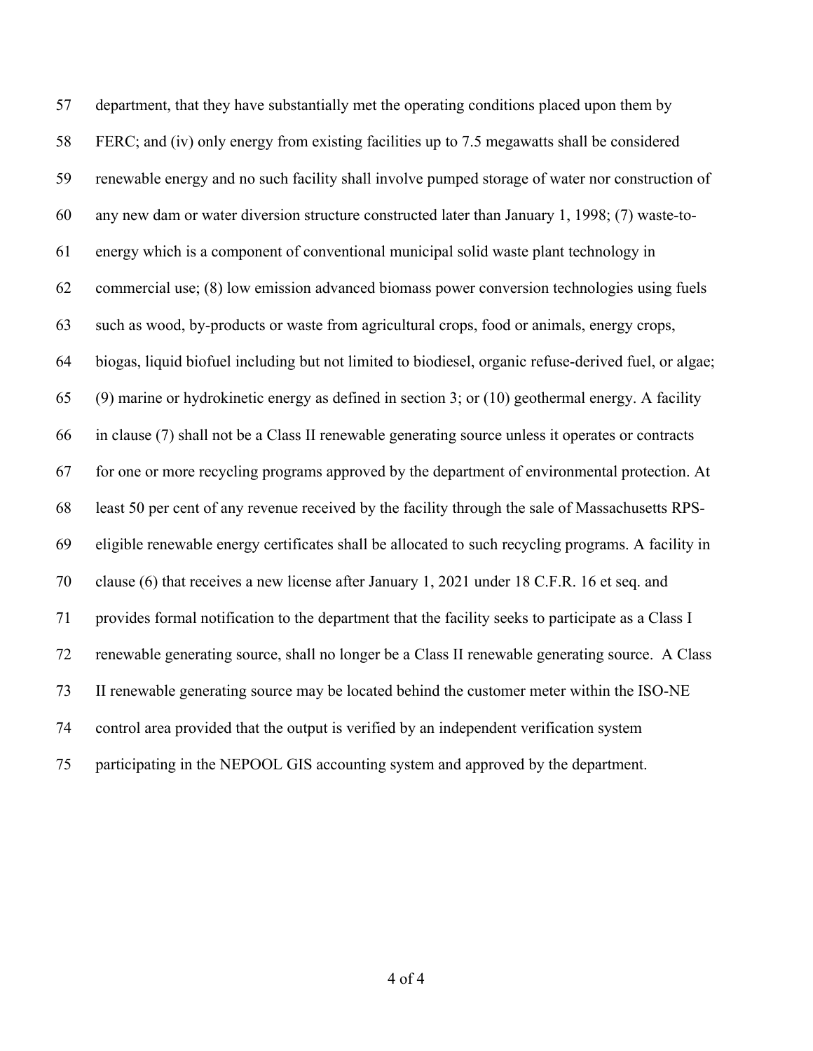department, that they have substantially met the operating conditions placed upon them by FERC; and (iv) only energy from existing facilities up to 7.5 megawatts shall be considered renewable energy and no such facility shall involve pumped storage of water nor construction of any new dam or water diversion structure constructed later than January 1, 1998; (7) waste-to-energy which is a component of conventional municipal solid waste plant technology in commercial use; (8) low emission advanced biomass power conversion technologies using fuels such as wood, by-products or waste from agricultural crops, food or animals, energy crops, biogas, liquid biofuel including but not limited to biodiesel, organic refuse-derived fuel, or algae; (9) marine or hydrokinetic energy as defined in section 3; or (10) geothermal energy. A facility in clause (7) shall not be a Class II renewable generating source unless it operates or contracts for one or more recycling programs approved by the department of environmental protection. At least 50 per cent of any revenue received by the facility through the sale of Massachusetts RPS-eligible renewable energy certificates shall be allocated to such recycling programs. A facility in clause (6) that receives a new license after January 1, 2021 under 18 C.F.R. 16 et seq. and provides formal notification to the department that the facility seeks to participate as a Class I renewable generating source, shall no longer be a Class II renewable generating source. A Class II renewable generating source may be located behind the customer meter within the ISO-NE control area provided that the output is verified by an independent verification system participating in the NEPOOL GIS accounting system and approved by the department.